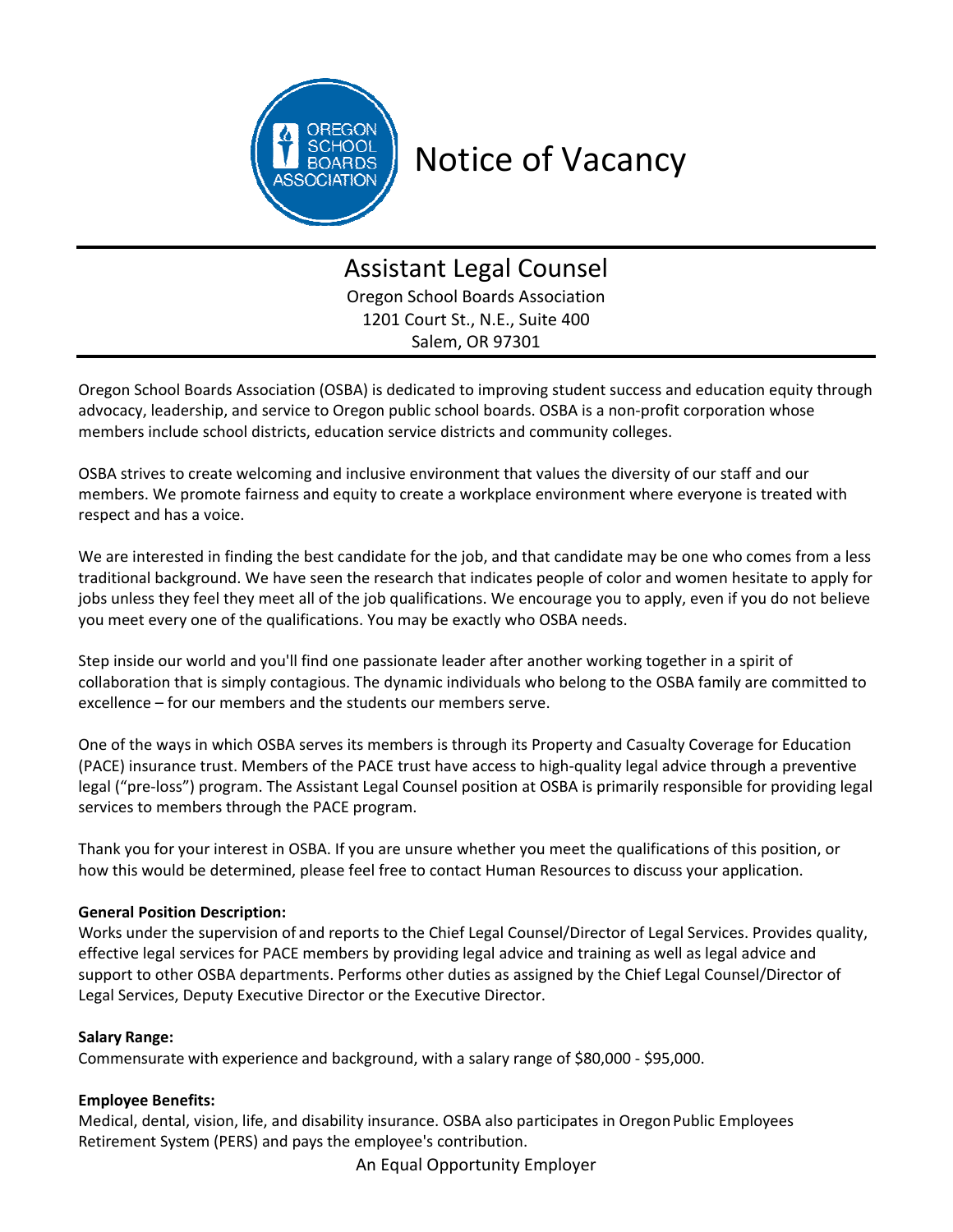# Notice of Vacancy

## Assistant Legal Counsel

Oregon School Boards Association
1201 Court St., N.E., Suite 400
Salem, OR 97301

Oregon School Boards Association (OSBA) is dedicated to improving student success and education equity through advocacy, leadership, and service to Oregon public school boards. OSBA is a non-profit corporation whose members include school districts, education service districts and community colleges.

OSBA strives to create welcoming and inclusive environment that values the diversity of our staff and our members. We promote fairness and equity to create a workplace environment where everyone is treated with respect and has a voice.

We are interested in finding the best candidate for the job, and that candidate may be one who comes from a less traditional background. We have seen the research that indicates people of color and women hesitate to apply for jobs unless they feel they meet all of the job qualifications. We encourage you to apply, even if you do not believe you meet every one of the qualifications. You may be exactly who OSBA needs.

Step inside our world and you'll find one passionate leader after another working together in a spirit of collaboration that is simply contagious. The dynamic individuals who belong to the OSBA family are committed to excellence – for our members and the students our members serve.

One of the ways in which OSBA serves its members is through its Property and Casualty Coverage for Education (PACE) insurance trust. Members of the PACE trust have access to high-quality legal advice through a preventive legal ("pre-loss") program. The Assistant Legal Counsel position at OSBA is primarily responsible for providing legal services to members through the PACE program.

Thank you for your interest in OSBA. If you are unsure whether you meet the qualifications of this position, or how this would be determined, please feel free to contact Human Resources to discuss your application.

**General Position Description:**
Works under the supervision of and reports to the Chief Legal Counsel/Director of Legal Services. Provides quality, effective legal services for PACE members by providing legal advice and training as well as legal advice and support to other OSBA departments. Performs other duties as assigned by the Chief Legal Counsel/Director of Legal Services, Deputy Executive Director or the Executive Director.

**Salary Range:**
Commensurate with experience and background, with a salary range of $80,000 - $95,000.

**Employee Benefits:**
Medical, dental, vision, life, and disability insurance. OSBA also participates in Oregon Public Employees Retirement System (PERS) and pays the employee's contribution.

An Equal Opportunity Employer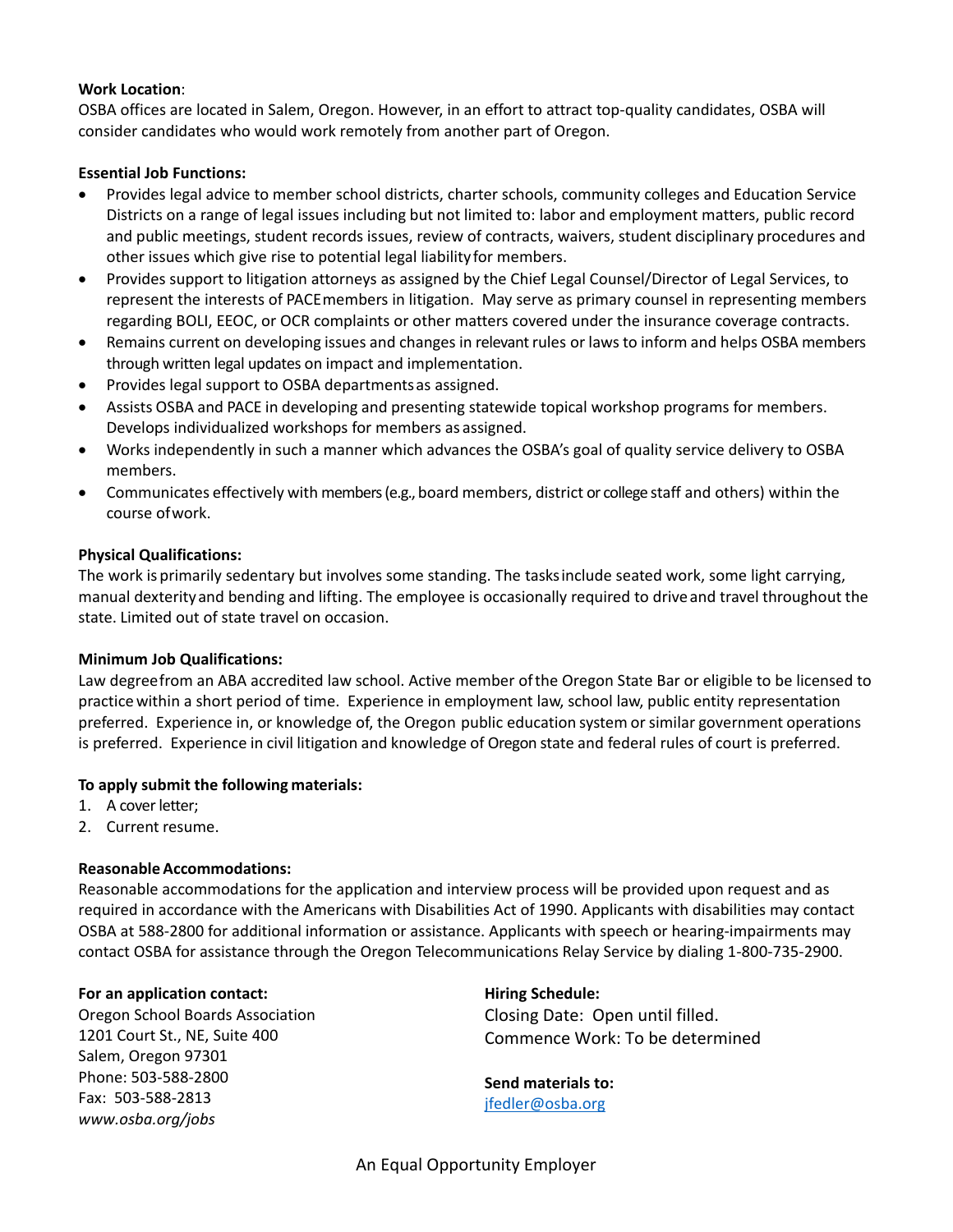**Work Location**:
OSBA offices are located in Salem, Oregon. However, in an effort to attract top-quality candidates, OSBA will consider candidates who would work remotely from another part of Oregon.

**Essential Job Functions:**

- Provides legal advice to member school districts, charter schools, community colleges and Education Service Districts on a range of legal issues including but not limited to: labor and employment matters, public record and public meetings, student records issues, review of contracts, waivers, student disciplinary procedures and other issues which give rise to potential legal liability for members.
- Provides support to litigation attorneys as assigned by the Chief Legal Counsel/Director of Legal Services, to represent the interests of PACE members in litigation. May serve as primary counsel in representing members regarding BOLI, EEOC, or OCR complaints or other matters covered under the insurance coverage contracts.
- Remains current on developing issues and changes in relevant rules or laws to inform and helps OSBA members through written legal updates on impact and implementation.
- Provides legal support to OSBA departments as assigned.
- Assists OSBA and PACE in developing and presenting statewide topical workshop programs for members. Develops individualized workshops for members as assigned.
- Works independently in such a manner which advances the OSBA's goal of quality service delivery to OSBA members.
- Communicates effectively with members (e.g., board members, district or college staff and others) within the course of work.

**Physical Qualifications:**
The work is primarily sedentary but involves some standing. The tasks include seated work, some light carrying, manual dexterity and bending and lifting. The employee is occasionally required to drive and travel throughout the state. Limited out of state travel on occasion.

**Minimum Job Qualifications:**
Law degree from an ABA accredited law school. Active member of the Oregon State Bar or eligible to be licensed to practice within a short period of time. Experience in employment law, school law, public entity representation preferred. Experience in, or knowledge of, the Oregon public education system or similar government operations is preferred. Experience in civil litigation and knowledge of Oregon state and federal rules of court is preferred.

**To apply submit the following materials:**

1. A cover letter;
2. Current resume.

**Reasonable Accommodations:**
Reasonable accommodations for the application and interview process will be provided upon request and as required in accordance with the Americans with Disabilities Act of 1990. Applicants with disabilities may contact OSBA at 588-2800 for additional information or assistance. Applicants with speech or hearing-impairments may contact OSBA for assistance through the Oregon Telecommunications Relay Service by dialing 1-800-735-2900.

**For an application contact:**
Oregon School Boards Association
1201 Court St., NE, Suite 400
Salem, Oregon 97301
Phone: 503-588-2800
Fax: 503-588-2813
*www.osba.org/jobs*

**Hiring Schedule:**
Closing Date: Open until filled.
Commence Work: To be determined

**Send materials to:**
jfedler@osba.org

An Equal Opportunity Employer